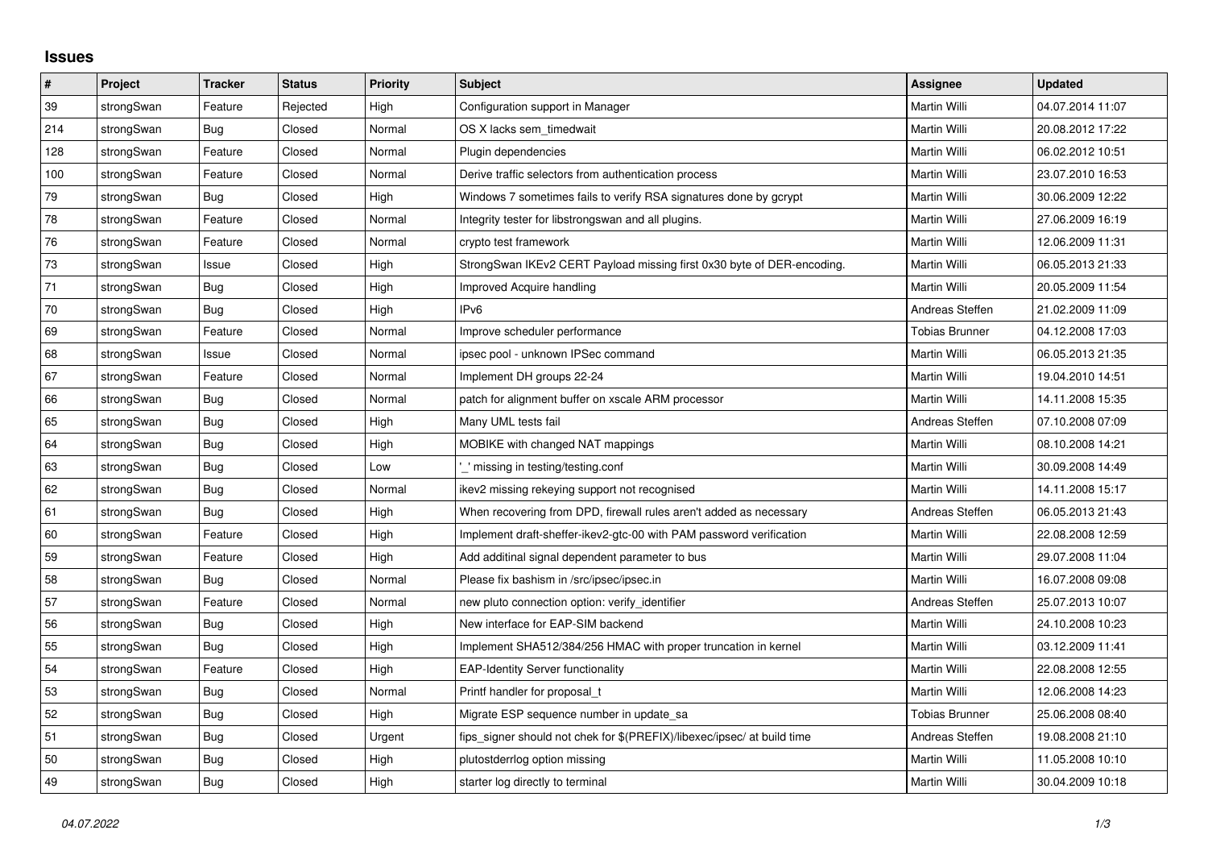# Issues

| # | Project | Tracker | Status | Priority | Subject | Assignee | Updated |
|---|---|---|---|---|---|---|---|
| 39 | strongSwan | Feature | Rejected | High | Configuration support in Manager | Martin Willi | 04.07.2014 11:07 |
| 214 | strongSwan | Bug | Closed | Normal | OS X lacks sem_timedwait | Martin Willi | 20.08.2012 17:22 |
| 128 | strongSwan | Feature | Closed | Normal | Plugin dependencies | Martin Willi | 06.02.2012 10:51 |
| 100 | strongSwan | Feature | Closed | Normal | Derive traffic selectors from authentication process | Martin Willi | 23.07.2010 16:53 |
| 79 | strongSwan | Bug | Closed | High | Windows 7 sometimes fails to verify RSA signatures done by gcrypt | Martin Willi | 30.06.2009 12:22 |
| 78 | strongSwan | Feature | Closed | Normal | Integrity tester for libstrongswan and all plugins. | Martin Willi | 27.06.2009 16:19 |
| 76 | strongSwan | Feature | Closed | Normal | crypto test framework | Martin Willi | 12.06.2009 11:31 |
| 73 | strongSwan | Issue | Closed | High | StrongSwan IKEv2 CERT Payload missing first 0x30 byte of DER-encoding. | Martin Willi | 06.05.2013 21:33 |
| 71 | strongSwan | Bug | Closed | High | Improved Acquire handling | Martin Willi | 20.05.2009 11:54 |
| 70 | strongSwan | Bug | Closed | High | IPv6 | Andreas Steffen | 21.02.2009 11:09 |
| 69 | strongSwan | Feature | Closed | Normal | Improve scheduler performance | Tobias Brunner | 04.12.2008 17:03 |
| 68 | strongSwan | Issue | Closed | Normal | ipsec pool - unknown IPSec command | Martin Willi | 06.05.2013 21:35 |
| 67 | strongSwan | Feature | Closed | Normal | Implement DH groups 22-24 | Martin Willi | 19.04.2010 14:51 |
| 66 | strongSwan | Bug | Closed | Normal | patch for alignment buffer on xscale ARM processor | Martin Willi | 14.11.2008 15:35 |
| 65 | strongSwan | Bug | Closed | High | Many UML tests fail | Andreas Steffen | 07.10.2008 07:09 |
| 64 | strongSwan | Bug | Closed | High | MOBIKE with changed NAT mappings | Martin Willi | 08.10.2008 14:21 |
| 63 | strongSwan | Bug | Closed | Low | '_' missing in testing/testing.conf | Martin Willi | 30.09.2008 14:49 |
| 62 | strongSwan | Bug | Closed | Normal | ikev2 missing rekeying support not recognised | Martin Willi | 14.11.2008 15:17 |
| 61 | strongSwan | Bug | Closed | High | When recovering from DPD, firewall rules aren't added as necessary | Andreas Steffen | 06.05.2013 21:43 |
| 60 | strongSwan | Feature | Closed | High | Implement draft-sheffer-ikev2-gtc-00 with PAM password verification | Martin Willi | 22.08.2008 12:59 |
| 59 | strongSwan | Feature | Closed | High | Add additinal signal dependent parameter to bus | Martin Willi | 29.07.2008 11:04 |
| 58 | strongSwan | Bug | Closed | Normal | Please fix bashism in /src/ipsec/ipsec.in | Martin Willi | 16.07.2008 09:08 |
| 57 | strongSwan | Feature | Closed | Normal | new pluto connection option: verify_identifier | Andreas Steffen | 25.07.2013 10:07 |
| 56 | strongSwan | Bug | Closed | High | New interface for EAP-SIM backend | Martin Willi | 24.10.2008 10:23 |
| 55 | strongSwan | Bug | Closed | High | Implement SHA512/384/256 HMAC with proper truncation in kernel | Martin Willi | 03.12.2009 11:41 |
| 54 | strongSwan | Feature | Closed | High | EAP-Identity Server functionality | Martin Willi | 22.08.2008 12:55 |
| 53 | strongSwan | Bug | Closed | Normal | Printf handler for proposal_t | Martin Willi | 12.06.2008 14:23 |
| 52 | strongSwan | Bug | Closed | High | Migrate ESP sequence number in update_sa | Tobias Brunner | 25.06.2008 08:40 |
| 51 | strongSwan | Bug | Closed | Urgent | fips_signer should not chek for $(PREFIX)/libexec/ipsec/ at build time | Andreas Steffen | 19.08.2008 21:10 |
| 50 | strongSwan | Bug | Closed | High | plutostderrlog option missing | Martin Willi | 11.05.2008 10:10 |
| 49 | strongSwan | Bug | Closed | High | starter log directly to terminal | Martin Willi | 30.04.2009 10:18 |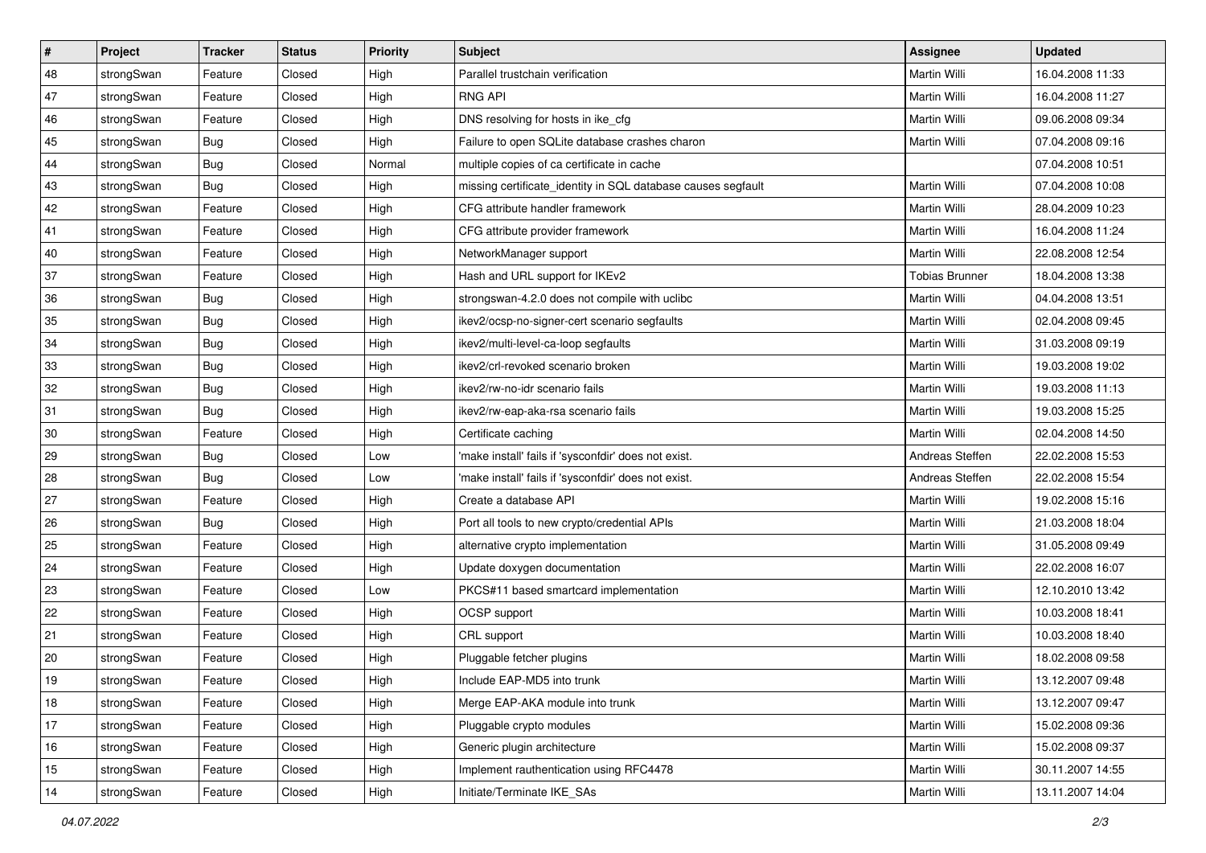| # | Project | Tracker | Status | Priority | Subject | Assignee | Updated |
|---|---|---|---|---|---|---|---|
| 48 | strongSwan | Feature | Closed | High | Parallel trustchain verification | Martin Willi | 16.04.2008 11:33 |
| 47 | strongSwan | Feature | Closed | High | RNG API | Martin Willi | 16.04.2008 11:27 |
| 46 | strongSwan | Feature | Closed | High | DNS resolving for hosts in ike_cfg | Martin Willi | 09.06.2008 09:34 |
| 45 | strongSwan | Bug | Closed | High | Failure to open SQLite database crashes charon | Martin Willi | 07.04.2008 09:16 |
| 44 | strongSwan | Bug | Closed | Normal | multiple copies of ca certificate in cache | | 07.04.2008 10:51 |
| 43 | strongSwan | Bug | Closed | High | missing certificate_identity in SQL database causes segfault | Martin Willi | 07.04.2008 10:08 |
| 42 | strongSwan | Feature | Closed | High | CFG attribute handler framework | Martin Willi | 28.04.2009 10:23 |
| 41 | strongSwan | Feature | Closed | High | CFG attribute provider framework | Martin Willi | 16.04.2008 11:24 |
| 40 | strongSwan | Feature | Closed | High | NetworkManager support | Martin Willi | 22.08.2008 12:54 |
| 37 | strongSwan | Feature | Closed | High | Hash and URL support for IKEv2 | Tobias Brunner | 18.04.2008 13:38 |
| 36 | strongSwan | Bug | Closed | High | strongswan-4.2.0 does not compile with uclibc | Martin Willi | 04.04.2008 13:51 |
| 35 | strongSwan | Bug | Closed | High | ikev2/ocsp-no-signer-cert scenario segfaults | Martin Willi | 02.04.2008 09:45 |
| 34 | strongSwan | Bug | Closed | High | ikev2/multi-level-ca-loop segfaults | Martin Willi | 31.03.2008 09:19 |
| 33 | strongSwan | Bug | Closed | High | ikev2/crl-revoked scenario broken | Martin Willi | 19.03.2008 19:02 |
| 32 | strongSwan | Bug | Closed | High | ikev2/rw-no-idr scenario fails | Martin Willi | 19.03.2008 11:13 |
| 31 | strongSwan | Bug | Closed | High | ikev2/rw-eap-aka-rsa scenario fails | Martin Willi | 19.03.2008 15:25 |
| 30 | strongSwan | Feature | Closed | High | Certificate caching | Martin Willi | 02.04.2008 14:50 |
| 29 | strongSwan | Bug | Closed | Low | 'make install' fails if 'sysconfdir' does not exist. | Andreas Steffen | 22.02.2008 15:53 |
| 28 | strongSwan | Bug | Closed | Low | 'make install' fails if 'sysconfdir' does not exist. | Andreas Steffen | 22.02.2008 15:54 |
| 27 | strongSwan | Feature | Closed | High | Create a database API | Martin Willi | 19.02.2008 15:16 |
| 26 | strongSwan | Bug | Closed | High | Port all tools to new crypto/credential APIs | Martin Willi | 21.03.2008 18:04 |
| 25 | strongSwan | Feature | Closed | High | alternative crypto implementation | Martin Willi | 31.05.2008 09:49 |
| 24 | strongSwan | Feature | Closed | High | Update doxygen documentation | Martin Willi | 22.02.2008 16:07 |
| 23 | strongSwan | Feature | Closed | Low | PKCS#11 based smartcard implementation | Martin Willi | 12.10.2010 13:42 |
| 22 | strongSwan | Feature | Closed | High | OCSP support | Martin Willi | 10.03.2008 18:41 |
| 21 | strongSwan | Feature | Closed | High | CRL support | Martin Willi | 10.03.2008 18:40 |
| 20 | strongSwan | Feature | Closed | High | Pluggable fetcher plugins | Martin Willi | 18.02.2008 09:58 |
| 19 | strongSwan | Feature | Closed | High | Include EAP-MD5 into trunk | Martin Willi | 13.12.2007 09:48 |
| 18 | strongSwan | Feature | Closed | High | Merge EAP-AKA module into trunk | Martin Willi | 13.12.2007 09:47 |
| 17 | strongSwan | Feature | Closed | High | Pluggable crypto modules | Martin Willi | 15.02.2008 09:36 |
| 16 | strongSwan | Feature | Closed | High | Generic plugin architecture | Martin Willi | 15.02.2008 09:37 |
| 15 | strongSwan | Feature | Closed | High | Implement rauthentication using RFC4478 | Martin Willi | 30.11.2007 14:55 |
| 14 | strongSwan | Feature | Closed | High | Initiate/Terminate IKE_SAs | Martin Willi | 13.11.2007 14:04 |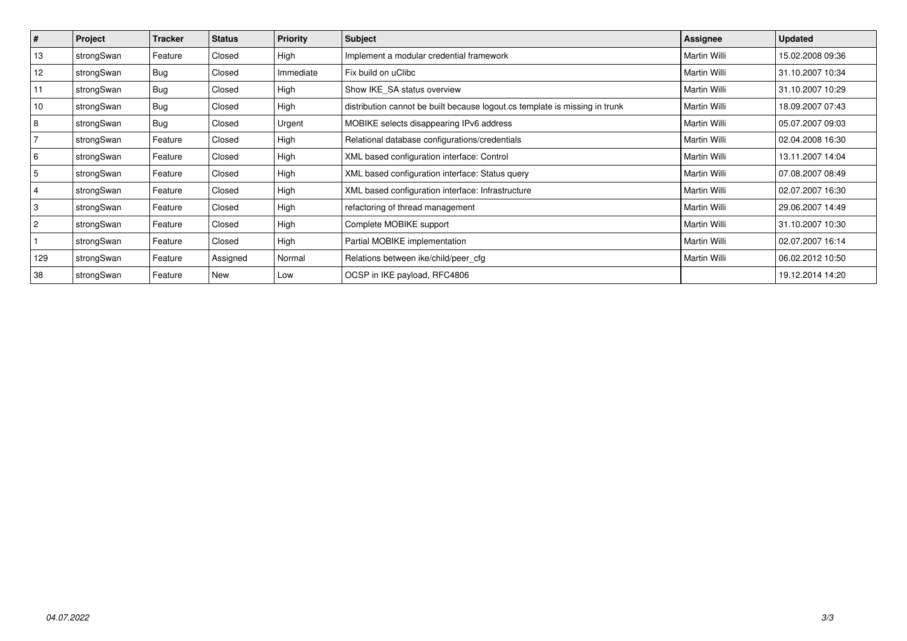| # | Project | Tracker | Status | Priority | Subject | Assignee | Updated |
|---|---|---|---|---|---|---|---|
| 13 | strongSwan | Feature | Closed | High | Implement a modular credential framework | Martin Willi | 15.02.2008 09:36 |
| 12 | strongSwan | Bug | Closed | Immediate | Fix build on uClibc | Martin Willi | 31.10.2007 10:34 |
| 11 | strongSwan | Bug | Closed | High | Show IKE_SA status overview | Martin Willi | 31.10.2007 10:29 |
| 10 | strongSwan | Bug | Closed | High | distribution cannot be built because logout.cs template is missing in trunk | Martin Willi | 18.09.2007 07:43 |
| 8 | strongSwan | Bug | Closed | Urgent | MOBIKE selects disappearing IPv6 address | Martin Willi | 05.07.2007 09:03 |
| 7 | strongSwan | Feature | Closed | High | Relational database configurations/credentials | Martin Willi | 02.04.2008 16:30 |
| 6 | strongSwan | Feature | Closed | High | XML based configuration interface: Control | Martin Willi | 13.11.2007 14:04 |
| 5 | strongSwan | Feature | Closed | High | XML based configuration interface: Status query | Martin Willi | 07.08.2007 08:49 |
| 4 | strongSwan | Feature | Closed | High | XML based configuration interface: Infrastructure | Martin Willi | 02.07.2007 16:30 |
| 3 | strongSwan | Feature | Closed | High | refactoring of thread management | Martin Willi | 29.06.2007 14:49 |
| 2 | strongSwan | Feature | Closed | High | Complete MOBIKE support | Martin Willi | 31.10.2007 10:30 |
| 1 | strongSwan | Feature | Closed | High | Partial MOBIKE implementation | Martin Willi | 02.07.2007 16:14 |
| 129 | strongSwan | Feature | Assigned | Normal | Relations between ike/child/peer_cfg | Martin Willi | 06.02.2012 10:50 |
| 38 | strongSwan | Feature | New | Low | OCSP in IKE payload, RFC4806 | | 19.12.2014 14:20 |